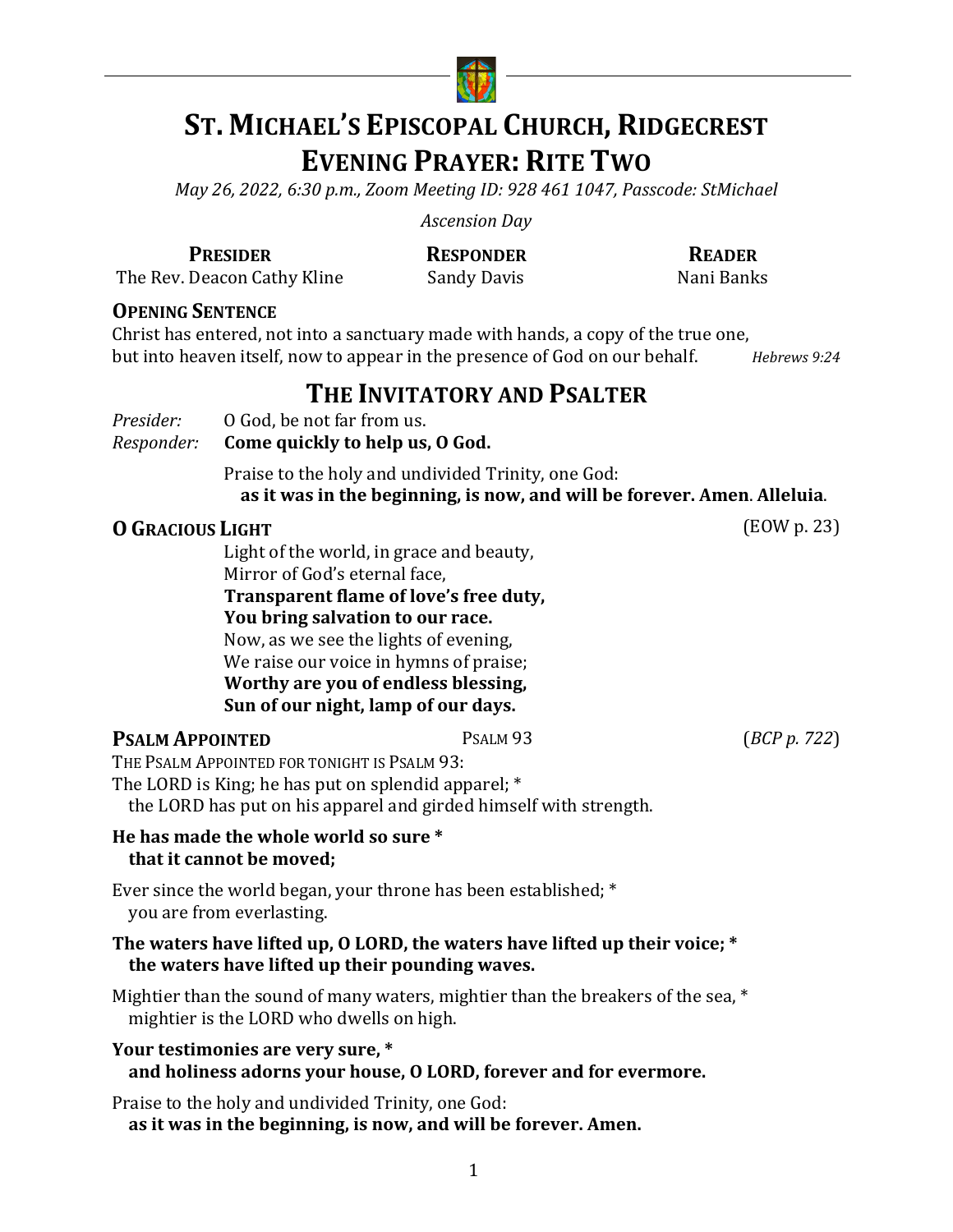# ST. MICHAEL'S EPISCOPAL CHURCH, RIDGECREST
# EVENING PRAYER: RITE TWO

*May 26, 2022, 6:30 p.m., Zoom Meeting ID: 928 461 1047, Passcode: StMichael*

*Ascension Day*

| PRESIDER | RESPONDER | READER |
|---|---|---|
| The Rev. Deacon Cathy Kline | Sandy Davis | Nani Banks |

### OPENING SENTENCE

Christ has entered, not into a sanctuary made with hands, a copy of the true one, but into heaven itself, now to appear in the presence of God on our behalf. *Hebrews 9:24*

## THE INVITATORY AND PSALTER

*Presider:* O God, be not far from us.
*Responder:* **Come quickly to help us, O God.**

Praise to the holy and undivided Trinity, one God:
**as it was in the beginning, is now, and will be forever. Amen. Alleluia.**

### O GRACIOUS LIGHT (EOW p. 23)

Light of the world, in grace and beauty,
Mirror of God's eternal face,
**Transparent flame of love's free duty,**
**You bring salvation to our race.**
Now, as we see the lights of evening,
We raise our voice in hymns of praise;
**Worthy are you of endless blessing,**
**Sun of our night, lamp of our days.**

### PSALM APPOINTED — PSALM 93 (*BCP p. 722*)

THE PSALM APPOINTED FOR TONIGHT IS PSALM 93:
The LORD is King; he has put on splendid apparel; *
the LORD has put on his apparel and girded himself with strength.

**He has made the whole world so sure *
that it cannot be moved;**

Ever since the world began, your throne has been established; *
you are from everlasting.

**The waters have lifted up, O LORD, the waters have lifted up their voice; *
the waters have lifted up their pounding waves.**

Mightier than the sound of many waters, mightier than the breakers of the sea, *
mightier is the LORD who dwells on high.

**Your testimonies are very sure, *
and holiness adorns your house, O LORD, forever and for evermore.**

Praise to the holy and undivided Trinity, one God:
**as it was in the beginning, is now, and will be forever. Amen.**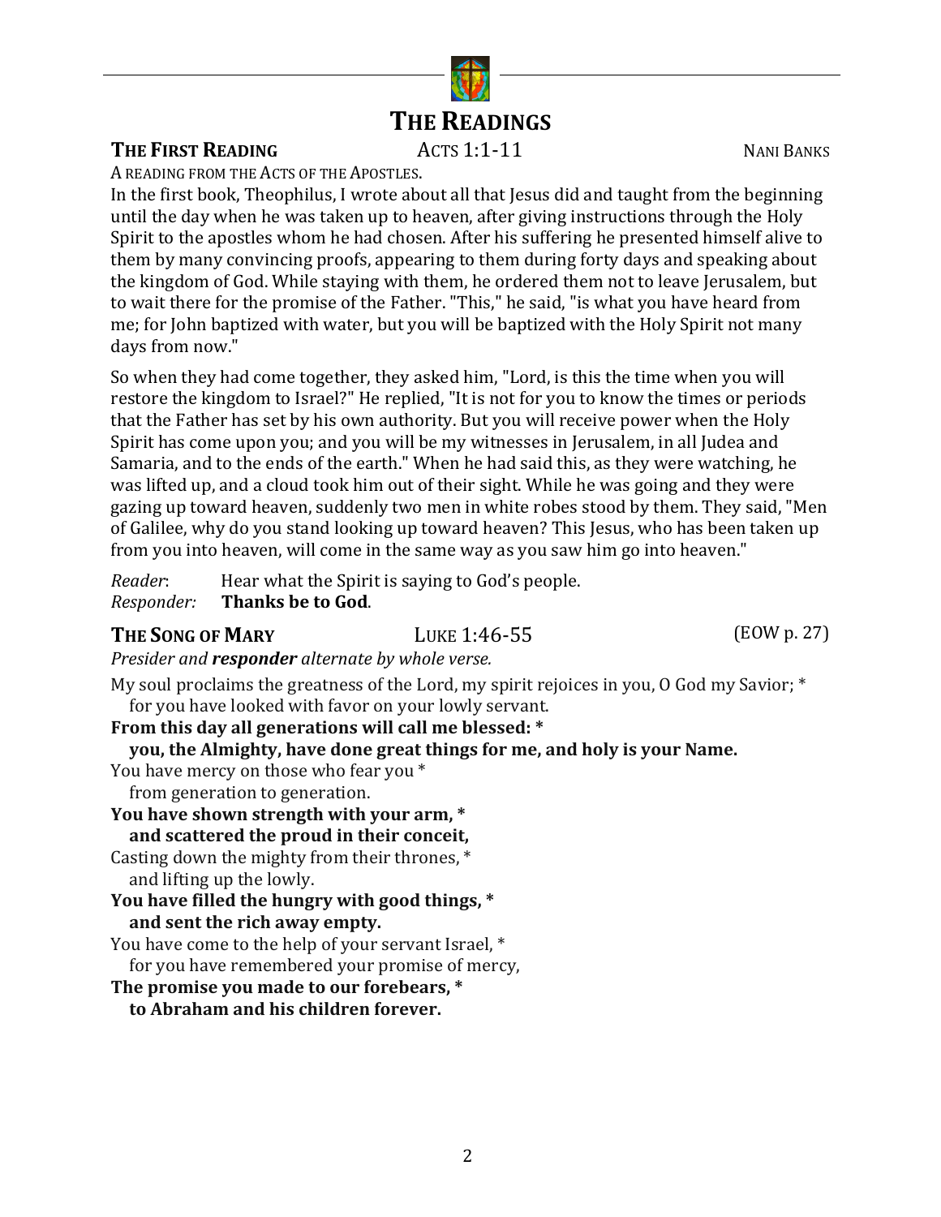# THE READINGS

**THE FIRST READING** ACTS 1:1-11 NANI BANKS

A READING FROM THE ACTS OF THE APOSTLES.

In the first book, Theophilus, I wrote about all that Jesus did and taught from the beginning until the day when he was taken up to heaven, after giving instructions through the Holy Spirit to the apostles whom he had chosen. After his suffering he presented himself alive to them by many convincing proofs, appearing to them during forty days and speaking about the kingdom of God. While staying with them, he ordered them not to leave Jerusalem, but to wait there for the promise of the Father. "This," he said, "is what you have heard from me; for John baptized with water, but you will be baptized with the Holy Spirit not many days from now."

So when they had come together, they asked him, "Lord, is this the time when you will restore the kingdom to Israel?" He replied, "It is not for you to know the times or periods that the Father has set by his own authority. But you will receive power when the Holy Spirit has come upon you; and you will be my witnesses in Jerusalem, in all Judea and Samaria, and to the ends of the earth." When he had said this, as they were watching, he was lifted up, and a cloud took him out of their sight. While he was going and they were gazing up toward heaven, suddenly two men in white robes stood by them. They said, "Men of Galilee, why do you stand looking up toward heaven? This Jesus, who has been taken up from you into heaven, will come in the same way as you saw him go into heaven."

*Reader*: Hear what the Spirit is saying to God's people.
*Responder:* **Thanks be to God**.

**THE SONG OF MARY** LUKE 1:46-55 (EOW p. 27)

*Presider and **responder** alternate by whole verse.*

My soul proclaims the greatness of the Lord, my spirit rejoices in you, O God my Savior; *
for you have looked with favor on your lowly servant.
**From this day all generations will call me blessed: ***
**you, the Almighty, have done great things for me, and holy is your Name.**
You have mercy on those who fear you *
from generation to generation.
**You have shown strength with your arm, ***
**and scattered the proud in their conceit,**
Casting down the mighty from their thrones, *
and lifting up the lowly.
**You have filled the hungry with good things, ***
**and sent the rich away empty.**
You have come to the help of your servant Israel, *
for you have remembered your promise of mercy,
**The promise you made to our forebears, ***
**to Abraham and his children forever.**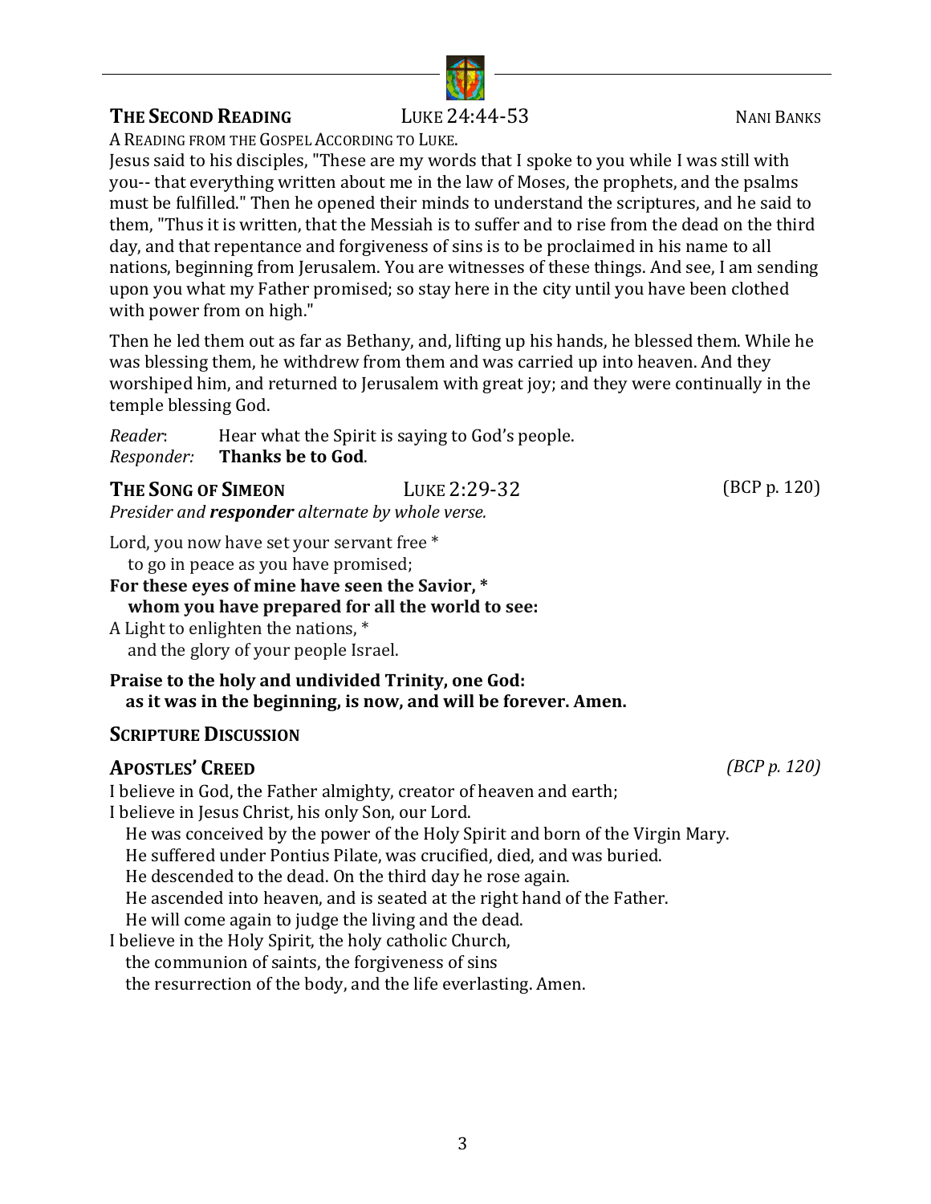## THE SECOND READING    LUKE 24:44-53    NANI BANKS

A READING FROM THE GOSPEL ACCORDING TO LUKE.

Jesus said to his disciples, "These are my words that I spoke to you while I was still with you-- that everything written about me in the law of Moses, the prophets, and the psalms must be fulfilled." Then he opened their minds to understand the scriptures, and he said to them, "Thus it is written, that the Messiah is to suffer and to rise from the dead on the third day, and that repentance and forgiveness of sins is to be proclaimed in his name to all nations, beginning from Jerusalem. You are witnesses of these things. And see, I am sending upon you what my Father promised; so stay here in the city until you have been clothed with power from on high."

Then he led them out as far as Bethany, and, lifting up his hands, he blessed them. While he was blessing them, he withdrew from them and was carried up into heaven. And they worshiped him, and returned to Jerusalem with great joy; and they were continually in the temple blessing God.

*Reader*: Hear what the Spirit is saying to God's people.
*Responder:* **Thanks be to God**.

## THE SONG OF SIMEON    LUKE 2:29-32    (BCP p. 120)

*Presider and **responder** alternate by whole verse.*

Lord, you now have set your servant free *
  to go in peace as you have promised;
**For these eyes of mine have seen the Savior, ***
  **whom you have prepared for all the world to see:**
A Light to enlighten the nations, *
  and the glory of your people Israel.

**Praise to the holy and undivided Trinity, one God:**
  **as it was in the beginning, is now, and will be forever. Amen.**

## SCRIPTURE DISCUSSION

## APOSTLES' CREED    *(BCP p. 120)*

I believe in God, the Father almighty, creator of heaven and earth;
I believe in Jesus Christ, his only Son, our Lord.
  He was conceived by the power of the Holy Spirit and born of the Virgin Mary.
  He suffered under Pontius Pilate, was crucified, died, and was buried.
  He descended to the dead. On the third day he rose again.
  He ascended into heaven, and is seated at the right hand of the Father.
  He will come again to judge the living and the dead.
I believe in the Holy Spirit, the holy catholic Church,
  the communion of saints, the forgiveness of sins
  the resurrection of the body, and the life everlasting. Amen.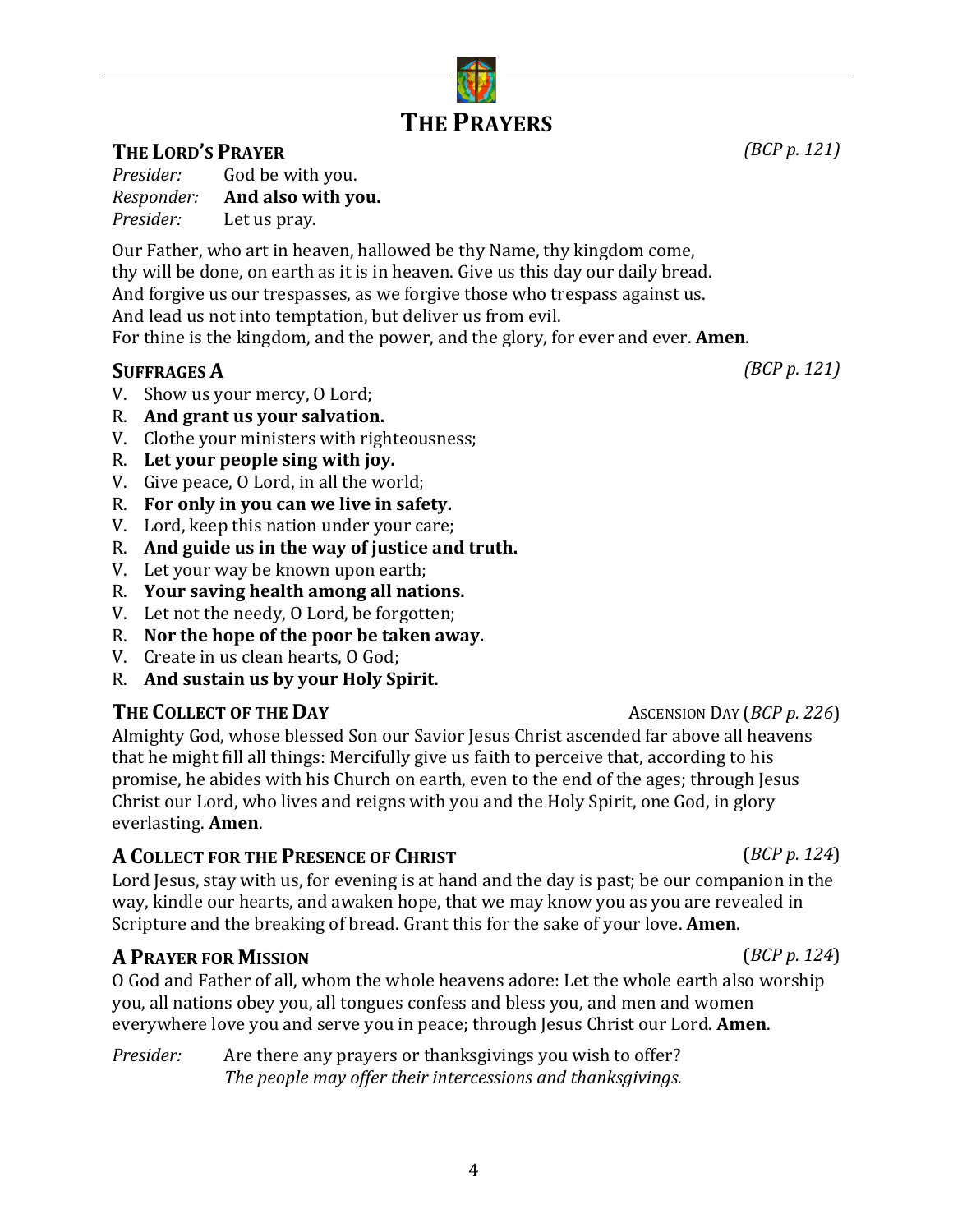# THE PRAYERS

## THE LORD'S PRAYER *(BCP p. 121)*

*Presider:* God be with you.
*Responder:* **And also with you.**
*Presider:* Let us pray.

Our Father, who art in heaven, hallowed be thy Name, thy kingdom come, thy will be done, on earth as it is in heaven. Give us this day our daily bread. And forgive us our trespasses, as we forgive those who trespass against us. And lead us not into temptation, but deliver us from evil. For thine is the kingdom, and the power, and the glory, for ever and ever. **Amen**.

## SUFFRAGES A *(BCP p. 121)*

V. Show us your mercy, O Lord;
R. **And grant us your salvation.**
V. Clothe your ministers with righteousness;
R. **Let your people sing with joy.**
V. Give peace, O Lord, in all the world;
R. **For only in you can we live in safety.**
V. Lord, keep this nation under your care;
R. **And guide us in the way of justice and truth.**
V. Let your way be known upon earth;
R. **Your saving health among all nations.**
V. Let not the needy, O Lord, be forgotten;
R. **Nor the hope of the poor be taken away.**
V. Create in us clean hearts, O God;
R. **And sustain us by your Holy Spirit.**

## THE COLLECT OF THE DAY — ASCENSION DAY (*BCP p. 226*)

Almighty God, whose blessed Son our Savior Jesus Christ ascended far above all heavens that he might fill all things: Mercifully give us faith to perceive that, according to his promise, he abides with his Church on earth, even to the end of the ages; through Jesus Christ our Lord, who lives and reigns with you and the Holy Spirit, one God, in glory everlasting. **Amen**.

## A COLLECT FOR THE PRESENCE OF CHRIST (*BCP p. 124*)

Lord Jesus, stay with us, for evening is at hand and the day is past; be our companion in the way, kindle our hearts, and awaken hope, that we may know you as you are revealed in Scripture and the breaking of bread. Grant this for the sake of your love. **Amen**.

## A PRAYER FOR MISSION (*BCP p. 124*)

O God and Father of all, whom the whole heavens adore: Let the whole earth also worship you, all nations obey you, all tongues confess and bless you, and men and women everywhere love you and serve you in peace; through Jesus Christ our Lord. **Amen**.

*Presider:* Are there any prayers or thanksgivings you wish to offer?
*The people may offer their intercessions and thanksgivings.*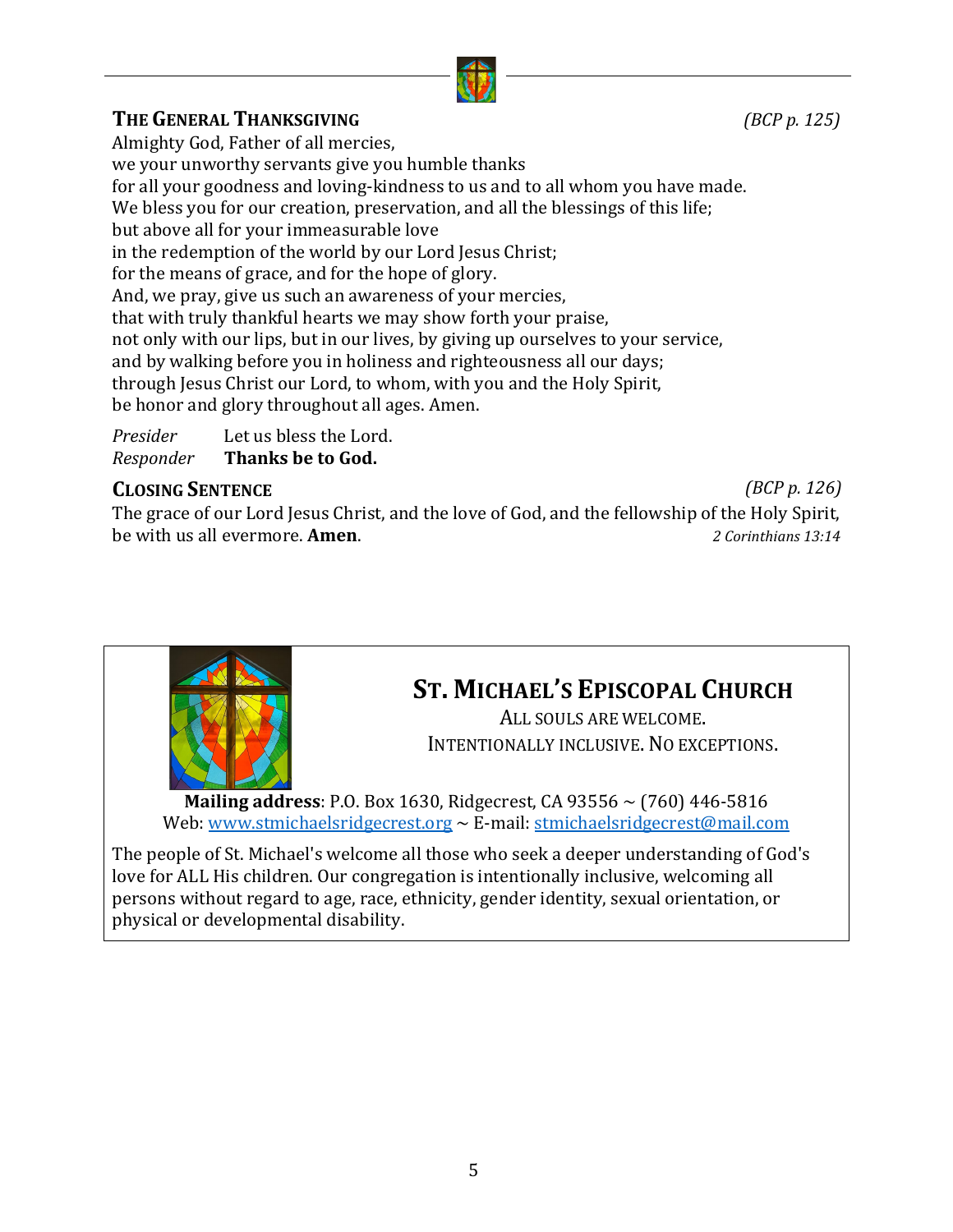## THE GENERAL THANKSGIVING *(BCP p. 125)*

Almighty God, Father of all mercies,
we your unworthy servants give you humble thanks
for all your goodness and loving-kindness to us and to all whom you have made.
We bless you for our creation, preservation, and all the blessings of this life;
but above all for your immeasurable love
in the redemption of the world by our Lord Jesus Christ;
for the means of grace, and for the hope of glory.
And, we pray, give us such an awareness of your mercies,
that with truly thankful hearts we may show forth your praise,
not only with our lips, but in our lives, by giving up ourselves to your service,
and by walking before you in holiness and righteousness all our days;
through Jesus Christ our Lord, to whom, with you and the Holy Spirit,
be honor and glory throughout all ages. Amen.

*Presider* Let us bless the Lord.
*Responder* **Thanks be to God.**

## CLOSING SENTENCE *(BCP p. 126)*

The grace of our Lord Jesus Christ, and the love of God, and the fellowship of the Holy Spirit, be with us all evermore. **Amen**. *2 Corinthians 13:14*

## ST. MICHAEL'S EPISCOPAL CHURCH

ALL SOULS ARE WELCOME.
INTENTIONALLY INCLUSIVE. NO EXCEPTIONS.

**Mailing address**: P.O. Box 1630, Ridgecrest, CA 93556 ~ (760) 446-5816
Web: www.stmichaelsridgecrest.org ~ E-mail: stmichaelsridgecrest@mail.com

The people of St. Michael's welcome all those who seek a deeper understanding of God's love for ALL His children. Our congregation is intentionally inclusive, welcoming all persons without regard to age, race, ethnicity, gender identity, sexual orientation, or physical or developmental disability.